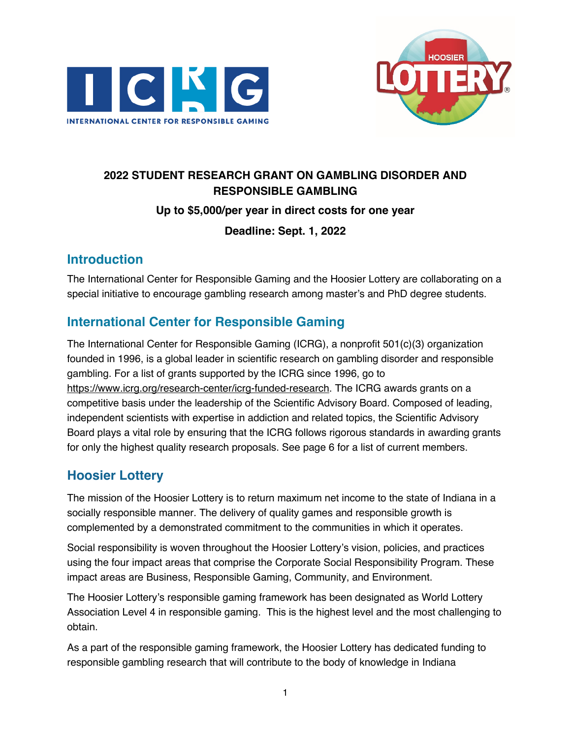# 2022 STUDENT RESEARCH GRANT ON GAMBLING DISORDER AND RESPONSIBLE GAMBLING

**Up to $5,000/per year in direct costs for one year**

**Deadline: Sept. 1, 2022**

## Introduction

The International Center for Responsible Gaming and the Hoosier Lottery are collaborating on a special initiative to encourage gambling research among master's and PhD degree students.

## International Center for Responsible Gaming

The International Center for Responsible Gaming (ICRG), a nonprofit 501(c)(3) organization founded in 1996, is a global leader in scientific research on gambling disorder and responsible gambling. For a list of grants supported by the ICRG since 1996, go to https://www.icrg.org/research-center/icrg-funded-research. The ICRG awards grants on a competitive basis under the leadership of the Scientific Advisory Board. Composed of leading, independent scientists with expertise in addiction and related topics, the Scientific Advisory Board plays a vital role by ensuring that the ICRG follows rigorous standards in awarding grants for only the highest quality research proposals. See page 6 for a list of current members.

## Hoosier Lottery

The mission of the Hoosier Lottery is to return maximum net income to the state of Indiana in a socially responsible manner. The delivery of quality games and responsible growth is complemented by a demonstrated commitment to the communities in which it operates.

Social responsibility is woven throughout the Hoosier Lottery's vision, policies, and practices using the four impact areas that comprise the Corporate Social Responsibility Program. These impact areas are Business, Responsible Gaming, Community, and Environment.

The Hoosier Lottery's responsible gaming framework has been designated as World Lottery Association Level 4 in responsible gaming. This is the highest level and the most challenging to obtain.

As a part of the responsible gaming framework, the Hoosier Lottery has dedicated funding to responsible gambling research that will contribute to the body of knowledge in Indiana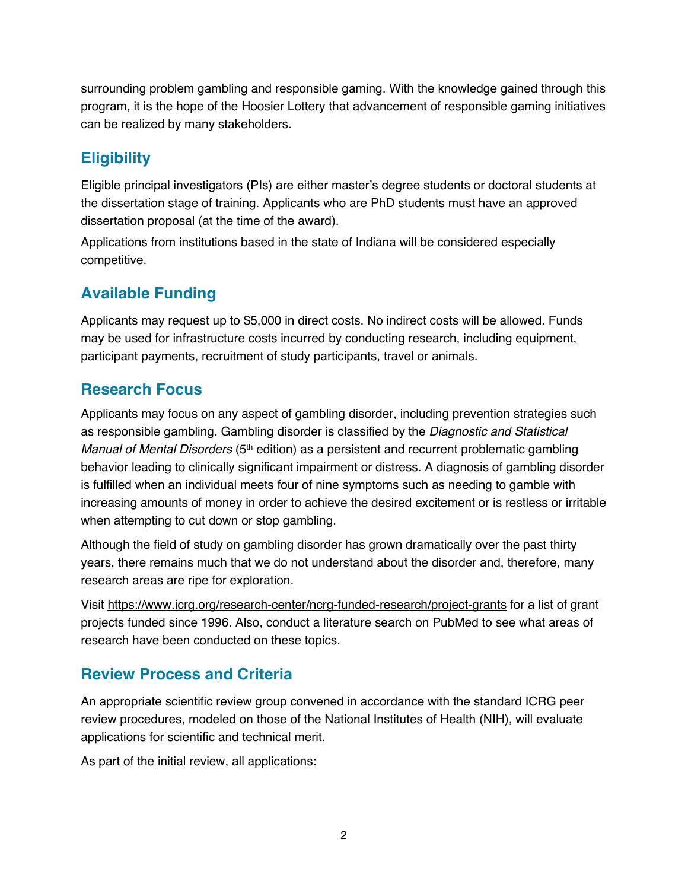surrounding problem gambling and responsible gaming. With the knowledge gained through this program, it is the hope of the Hoosier Lottery that advancement of responsible gaming initiatives can be realized by many stakeholders.

## Eligibility

Eligible principal investigators (PIs) are either master's degree students or doctoral students at the dissertation stage of training. Applicants who are PhD students must have an approved dissertation proposal (at the time of the award).

Applications from institutions based in the state of Indiana will be considered especially competitive.

## Available Funding

Applicants may request up to $5,000 in direct costs. No indirect costs will be allowed. Funds may be used for infrastructure costs incurred by conducting research, including equipment, participant payments, recruitment of study participants, travel or animals.

## Research Focus

Applicants may focus on any aspect of gambling disorder, including prevention strategies such as responsible gambling. Gambling disorder is classified by the *Diagnostic and Statistical Manual of Mental Disorders* (5th edition) as a persistent and recurrent problematic gambling behavior leading to clinically significant impairment or distress. A diagnosis of gambling disorder is fulfilled when an individual meets four of nine symptoms such as needing to gamble with increasing amounts of money in order to achieve the desired excitement or is restless or irritable when attempting to cut down or stop gambling.

Although the field of study on gambling disorder has grown dramatically over the past thirty years, there remains much that we do not understand about the disorder and, therefore, many research areas are ripe for exploration.

Visit https://www.icrg.org/research-center/ncrg-funded-research/project-grants for a list of grant projects funded since 1996. Also, conduct a literature search on PubMed to see what areas of research have been conducted on these topics.

## Review Process and Criteria

An appropriate scientific review group convened in accordance with the standard ICRG peer review procedures, modeled on those of the National Institutes of Health (NIH), will evaluate applications for scientific and technical merit.

As part of the initial review, all applications: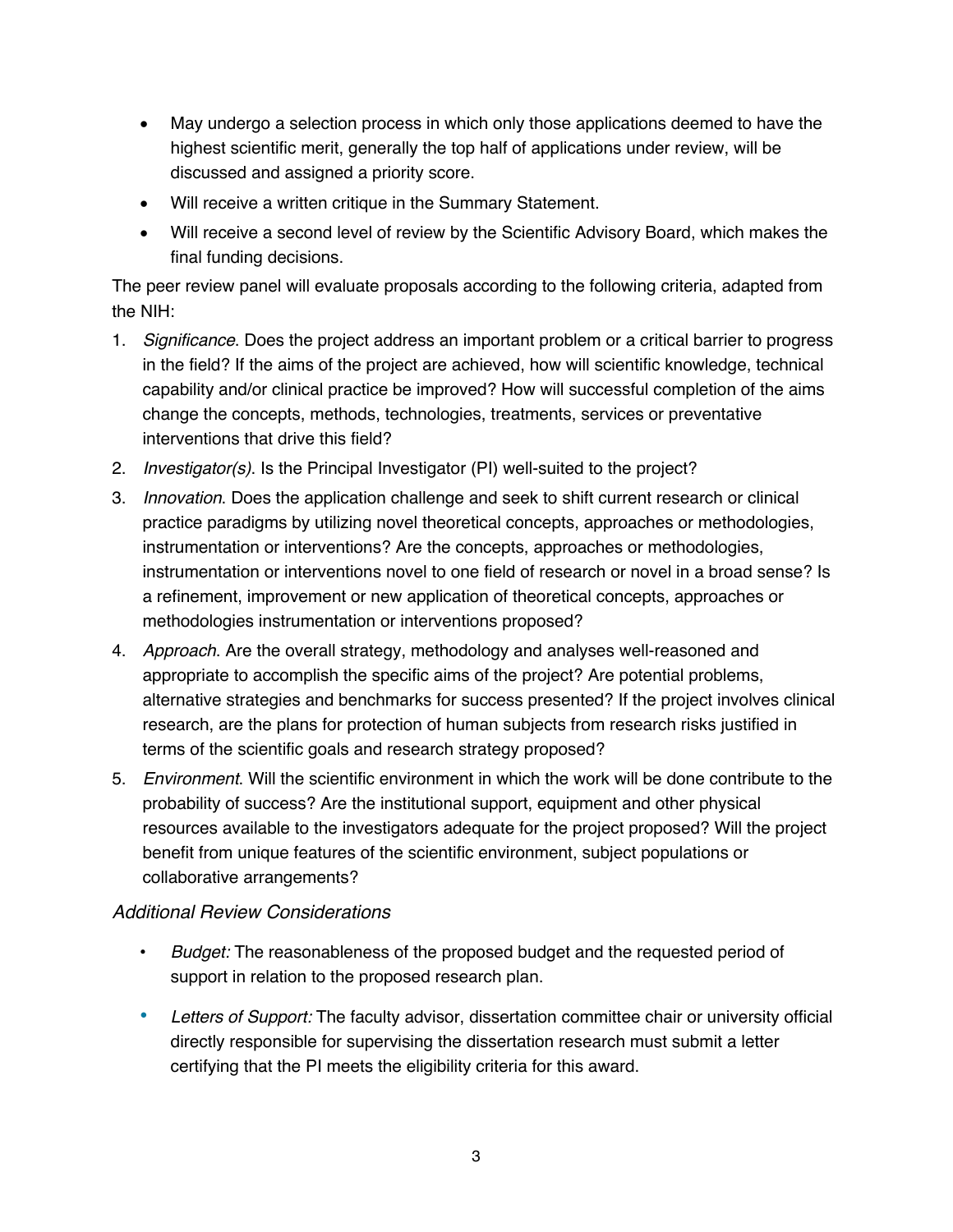- May undergo a selection process in which only those applications deemed to have the highest scientific merit, generally the top half of applications under review, will be discussed and assigned a priority score.
- Will receive a written critique in the Summary Statement.
- Will receive a second level of review by the Scientific Advisory Board, which makes the final funding decisions.

The peer review panel will evaluate proposals according to the following criteria, adapted from the NIH:

1. *Significance*. Does the project address an important problem or a critical barrier to progress in the field? If the aims of the project are achieved, how will scientific knowledge, technical capability and/or clinical practice be improved? How will successful completion of the aims change the concepts, methods, technologies, treatments, services or preventative interventions that drive this field?
2. *Investigator(s).* Is the Principal Investigator (PI) well-suited to the project?
3. *Innovation*. Does the application challenge and seek to shift current research or clinical practice paradigms by utilizing novel theoretical concepts, approaches or methodologies, instrumentation or interventions? Are the concepts, approaches or methodologies, instrumentation or interventions novel to one field of research or novel in a broad sense? Is a refinement, improvement or new application of theoretical concepts, approaches or methodologies instrumentation or interventions proposed?
4. *Approach*. Are the overall strategy, methodology and analyses well-reasoned and appropriate to accomplish the specific aims of the project? Are potential problems, alternative strategies and benchmarks for success presented? If the project involves clinical research, are the plans for protection of human subjects from research risks justified in terms of the scientific goals and research strategy proposed?
5. *Environment*. Will the scientific environment in which the work will be done contribute to the probability of success? Are the institutional support, equipment and other physical resources available to the investigators adequate for the project proposed? Will the project benefit from unique features of the scientific environment, subject populations or collaborative arrangements?

### *Additional Review Considerations*

- *Budget:* The reasonableness of the proposed budget and the requested period of support in relation to the proposed research plan.
- *Letters of Support:* The faculty advisor, dissertation committee chair or university official directly responsible for supervising the dissertation research must submit a letter certifying that the PI meets the eligibility criteria for this award.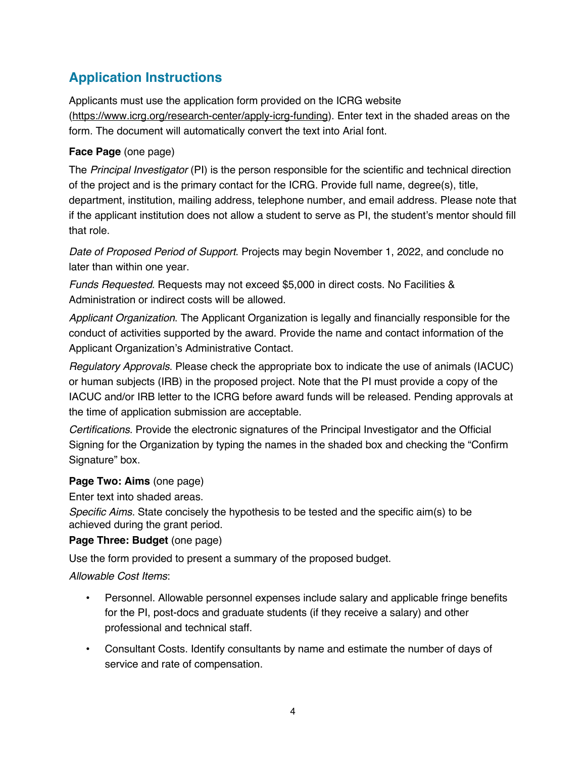## Application Instructions

Applicants must use the application form provided on the ICRG website (https://www.icrg.org/research-center/apply-icrg-funding). Enter text in the shaded areas on the form. The document will automatically convert the text into Arial font.

**Face Page** (one page)

The *Principal Investigator* (PI) is the person responsible for the scientific and technical direction of the project and is the primary contact for the ICRG. Provide full name, degree(s), title, department, institution, mailing address, telephone number, and email address. Please note that if the applicant institution does not allow a student to serve as PI, the student's mentor should fill that role.

*Date of Proposed Period of Support*. Projects may begin November 1, 2022, and conclude no later than within one year.

*Funds Requested*. Requests may not exceed $5,000 in direct costs. No Facilities & Administration or indirect costs will be allowed.

*Applicant Organization*. The Applicant Organization is legally and financially responsible for the conduct of activities supported by the award. Provide the name and contact information of the Applicant Organization's Administrative Contact.

*Regulatory Approvals*. Please check the appropriate box to indicate the use of animals (IACUC) or human subjects (IRB) in the proposed project. Note that the PI must provide a copy of the IACUC and/or IRB letter to the ICRG before award funds will be released. Pending approvals at the time of application submission are acceptable.

*Certifications*. Provide the electronic signatures of the Principal Investigator and the Official Signing for the Organization by typing the names in the shaded box and checking the "Confirm Signature" box.

**Page Two: Aims** (one page)

Enter text into shaded areas.

*Specific Aims.* State concisely the hypothesis to be tested and the specific aim(s) to be achieved during the grant period.

**Page Three: Budget** (one page)

Use the form provided to present a summary of the proposed budget.

*Allowable Cost Items*:

- Personnel. Allowable personnel expenses include salary and applicable fringe benefits for the PI, post-docs and graduate students (if they receive a salary) and other professional and technical staff.
- Consultant Costs. Identify consultants by name and estimate the number of days of service and rate of compensation.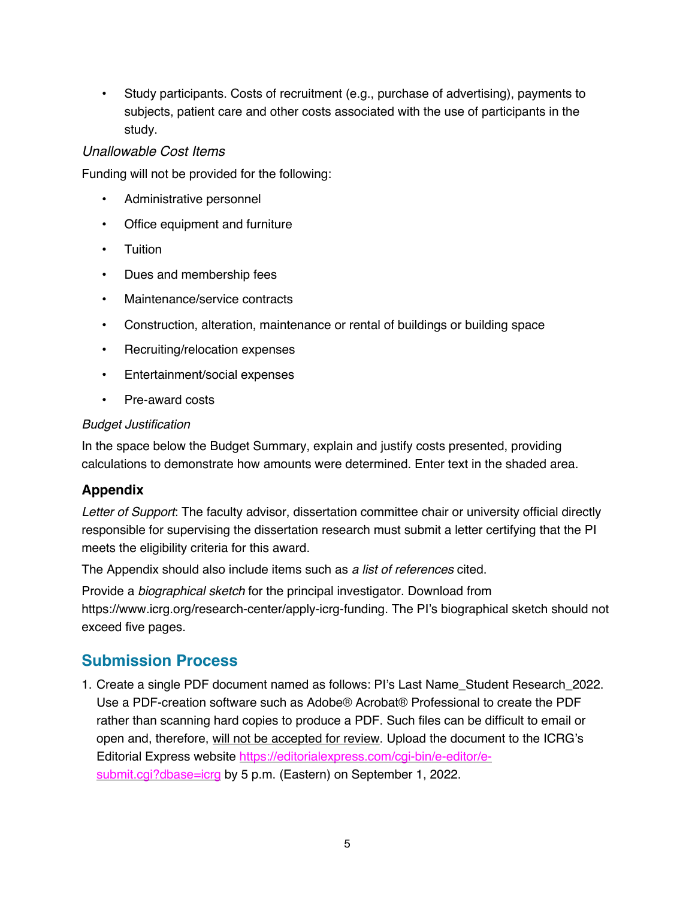- Study participants. Costs of recruitment (e.g., purchase of advertising), payments to subjects, patient care and other costs associated with the use of participants in the study.

*Unallowable Cost Items*

Funding will not be provided for the following:

- Administrative personnel
- Office equipment and furniture
- Tuition
- Dues and membership fees
- Maintenance/service contracts
- Construction, alteration, maintenance or rental of buildings or building space
- Recruiting/relocation expenses
- Entertainment/social expenses
- Pre-award costs

*Budget Justification*

In the space below the Budget Summary, explain and justify costs presented, providing calculations to demonstrate how amounts were determined. Enter text in the shaded area.

### Appendix

*Letter of Support*: The faculty advisor, dissertation committee chair or university official directly responsible for supervising the dissertation research must submit a letter certifying that the PI meets the eligibility criteria for this award.

The Appendix should also include items such as *a list of references* cited.

Provide a *biographical sketch* for the principal investigator. Download from https://www.icrg.org/research-center/apply-icrg-funding. The PI's biographical sketch should not exceed five pages.

## Submission Process

1. Create a single PDF document named as follows: PI's Last Name_Student Research_2022. Use a PDF-creation software such as Adobe® Acrobat® Professional to create the PDF rather than scanning hard copies to produce a PDF. Such files can be difficult to email or open and, therefore, <u>will not be accepted for review</u>. Upload the document to the ICRG's Editorial Express website [https://editorialexpress.com/cgi-bin/e-editor/e-submit.cgi?dbase=icrg](https://editorialexpress.com/cgi-bin/e-editor/e-submit.cgi?dbase=icrg) by 5 p.m. (Eastern) on September 1, 2022.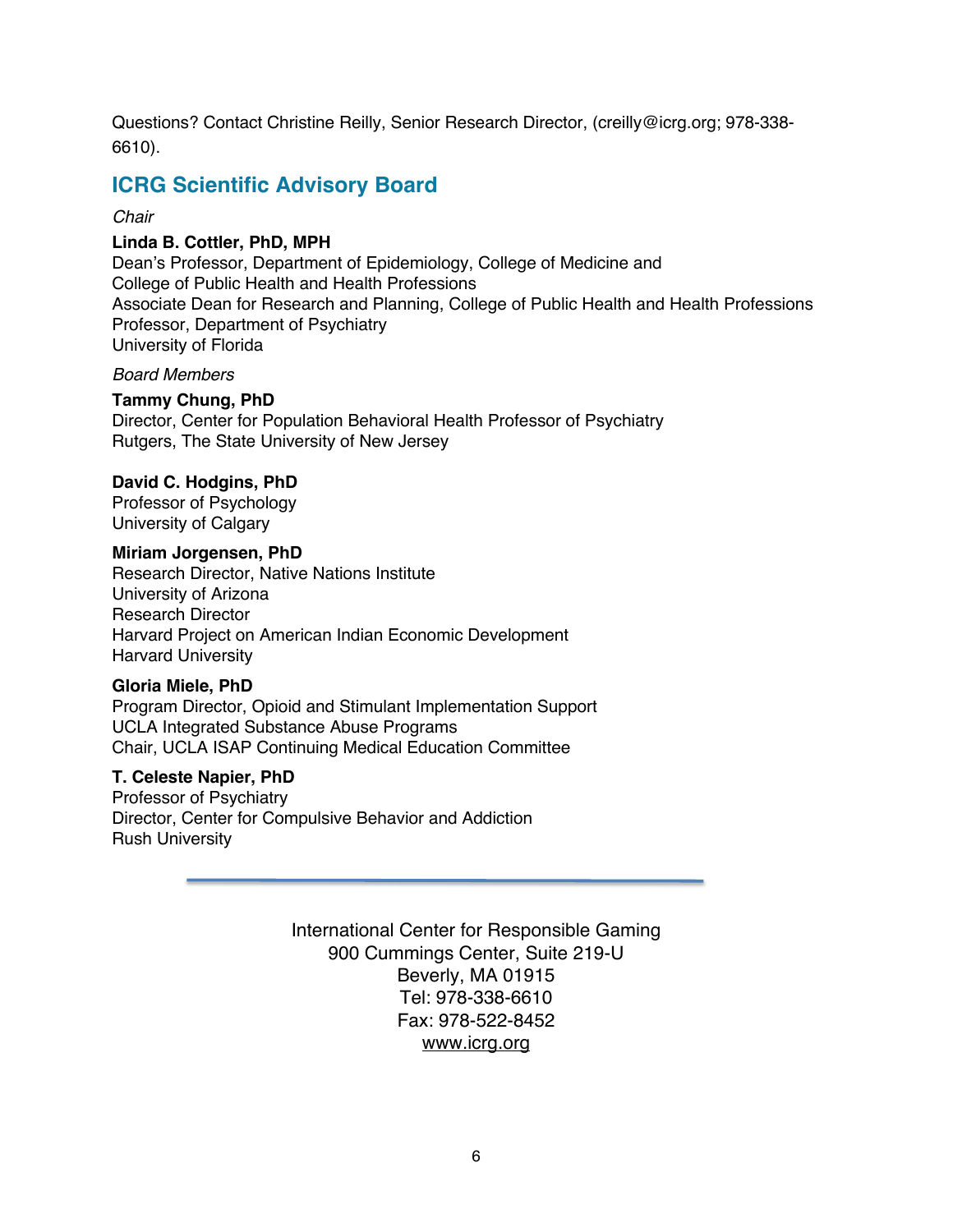Questions? Contact Christine Reilly, Senior Research Director, (creilly@icrg.org; 978-338-6610).

## ICRG Scientific Advisory Board

*Chair*

**Linda B. Cottler, PhD, MPH**
Dean's Professor, Department of Epidemiology, College of Medicine and
College of Public Health and Health Professions
Associate Dean for Research and Planning, College of Public Health and Health Professions
Professor, Department of Psychiatry
University of Florida

*Board Members*

**Tammy Chung, PhD**
Director, Center for Population Behavioral Health Professor of Psychiatry
Rutgers, The State University of New Jersey

**David C. Hodgins, PhD**
Professor of Psychology
University of Calgary

**Miriam Jorgensen, PhD**
Research Director, Native Nations Institute
University of Arizona
Research Director
Harvard Project on American Indian Economic Development
Harvard University

**Gloria Miele, PhD**
Program Director, Opioid and Stimulant Implementation Support
UCLA Integrated Substance Abuse Programs
Chair, UCLA ISAP Continuing Medical Education Committee

**T. Celeste Napier, PhD**
Professor of Psychiatry
Director, Center for Compulsive Behavior and Addiction
Rush University

---

International Center for Responsible Gaming
900 Cummings Center, Suite 219-U
Beverly, MA 01915
Tel: 978-338-6610
Fax: 978-522-8452
www.icrg.org